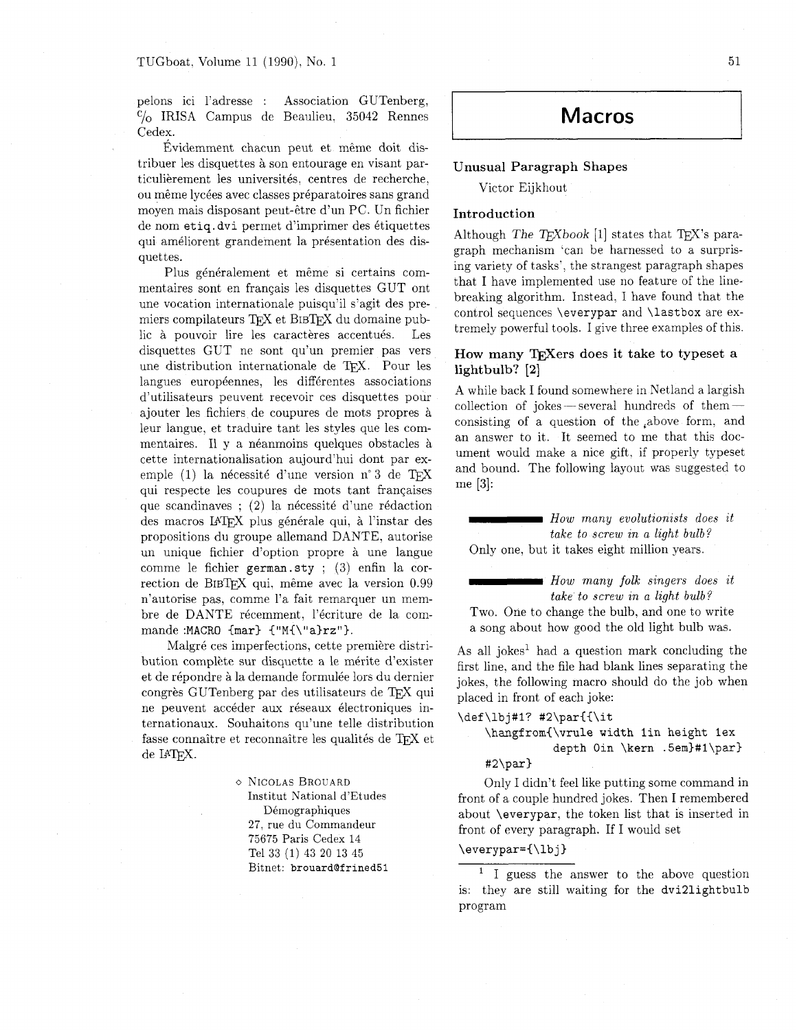pelons ici l'adresse : Association GUTenberg, c/o IRISA Campus de Beaulieu, 35042 Rennes Cedex.

Évidemment chacun peut et même doit distribuer les disquettes à son entourage en visant particulièrement les universités, centres de recherche, ou même lycées avec classes préparatoires sans grand moyen mais disposant peut-être d'un PC. Un fichier de nom `etiq.dvi` permet d'imprimer des étiquettes qui améliorent grandement la présentation des disquettes.

Plus généralement et même si certains commentaires sont en français les disquettes GUT ont une vocation internationale puisqu'il s'agit des premiers compilateurs TEX et BIBTEX du domaine public à pouvoir lire les caractères accentués. Les disquettes GUT ne sont qu'un premier pas vers une distribution internationale de TEX. Pour les langues européennes, les différentes associations d'utilisateurs peuvent recevoir ces disquettes pour ajouter les fichiers de coupures de mots propres à leur langue, et traduire tant les styles que les commentaires. Il y a néanmoins quelques obstacles à cette internationalisation aujourd'hui dont par exemple (1) la nécessité d'une version n° 3 de TEX qui respecte les coupures de mots tant françaises que scandinaves ; (2) la nécessité d'une rédaction des macros LATEX plus générale qui, à l'instar des propositions du groupe allemand DANTE, autorise un unique fichier d'option propre à une langue comme le fichier `german.sty` ; (3) enfin la correction de BIBTEX qui, même avec la version 0.99 n'autorise pas, comme l'a fait remarquer un membre de DANTE récemment, l'écriture de la commande `:MACRO {mar} {"M{\"a}rz"}`.

Malgré ces imperfections, cette première distribution complète sur disquette a le mérite d'exister et de répondre à la demande formulée lors du dernier congrès GUTenberg par des utilisateurs de TEX qui ne peuvent accéder aux réseaux électroniques internationaux. Souhaitons qu'une telle distribution fasse connaître et reconnaître les qualités de TEX et de LATEX.

◇ NICOLAS BROUARD
Institut National d'Etudes Démographiques
27, rue du Commandeur
75675 Paris Cedex 14
Tel 33 (1) 43 20 13 45
Bitnet: `brouard@frined51`

# Macros

## Unusual Paragraph Shapes

Victor Eijkhout

### Introduction

Although *The TEXbook* [1] states that TEX's paragraph mechanism 'can be harnessed to a surprising variety of tasks', the strangest paragraph shapes that I have implemented use no feature of the line-breaking algorithm. Instead, I have found that the control sequences `\everypar` and `\lastbox` are extremely powerful tools. I give three examples of this.

### How many TEXers does it take to typeset a lightbulb? [2]

A while back I found somewhere in Netland a largish collection of jokes — several hundreds of them — consisting of a question of the above form, and an answer to it. It seemed to me that this document would make a nice gift, if properly typeset and bound. The following layout was suggested to me [3]:

> ▬▬▬ *How many evolutionists does it take to screw in a light bulb?*
> Only one, but it takes eight million years.
>
> ▬▬▬ *How many folk singers does it take to screw in a light bulb?*
> Two. One to change the bulb, and one to write a song about how good the old light bulb was.

As all jokes[1] had a question mark concluding the first line, and the file had blank lines separating the jokes, the following macro should do the job when placed in front of each joke:

```
\def\lbj#1? #2\par{{\it
    \hangfrom{\vrule width 1in height 1ex
              depth 0in \kern .5em}#1\par}
    #2\par}
```

Only I didn't feel like putting some command in front of a couple hundred jokes. Then I remembered about `\everypar`, the token list that is inserted in front of every paragraph. If I would set

```
\everypar={\lbj}
```

[1] I guess the answer to the above question is: they are still waiting for the `dvi2lightbulb` program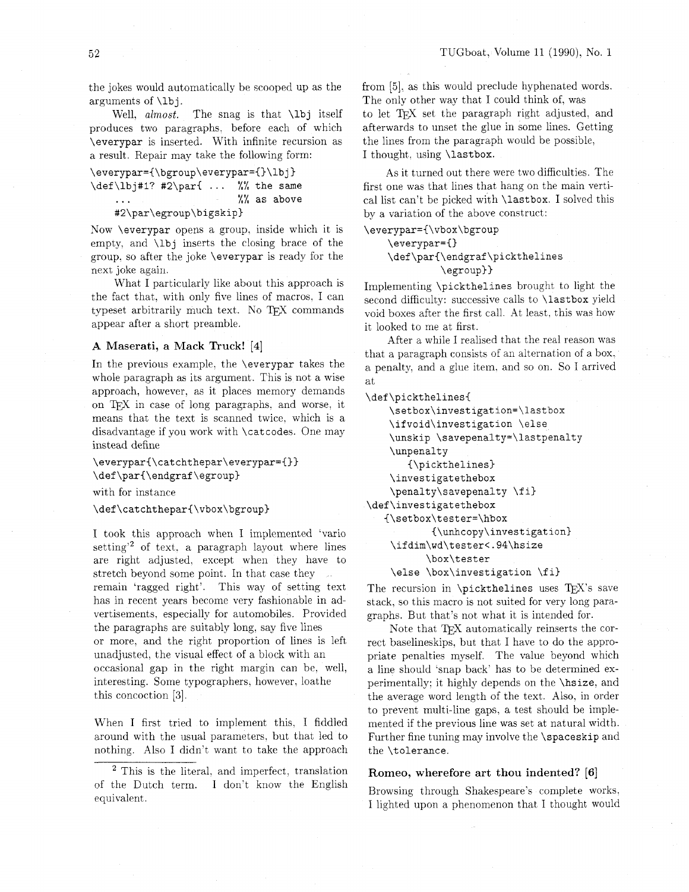the jokes would automatically be scooped up as the arguments of \lbj.

Well, *almost*. The snag is that \lbj itself produces two paragraphs, before each of which \everypar is inserted. With infinite recursion as a result. Repair may take the following form:

```
\everypar={\bgroup\everypar={}\lbj}
\def\lbj#1? #2\par{ ...  %% the same
    ...                  %% as above
    #2\par\egroup\bigskip}
```

Now \everypar opens a group, inside which it is empty, and \lbj inserts the closing brace of the group, so after the joke \everypar is ready for the next joke again.

What I particularly like about this approach is the fact that, with only five lines of macros, I can typeset arbitrarily much text. No TeX commands appear after a short preamble.

### A Maserati, a Mack Truck! [4]

In the previous example, the \everypar takes the whole paragraph as its argument. This is not a wise approach, however, as it places memory demands on TeX in case of long paragraphs, and worse, it means that the text is scanned twice, which is a disadvantage if you work with \catcodes. One may instead define

```
\everypar{\catchthepar\everypar={}}
\def\par{\endgraf\egroup}
```

with for instance

```
\def\catchthepar{\vbox\bgroup}
```

I took this approach when I implemented 'vario setting'[2] of text, a paragraph layout where lines are right adjusted, except when they have to stretch beyond some point. In that case they remain 'ragged right'. This way of setting text has in recent years become very fashionable in advertisements, especially for automobiles. Provided the paragraphs are suitably long, say five lines or more, and the right proportion of lines is left unadjusted, the visual effect of a block with an occasional gap in the right margin can be, well, interesting. Some typographers, however, loathe this concoction [3].

When I first tried to implement this, I fiddled around with the usual parameters, but that led to nothing. Also I didn't want to take the approach from [5], as this would preclude hyphenated words. The only other way that I could think of, was to let TeX set the paragraph right adjusted, and afterwards to unset the glue in some lines. Getting the lines from the paragraph would be possible, I thought, using \lastbox.

As it turned out there were two difficulties. The first one was that lines that hang on the main vertical list can't be picked with \lastbox. I solved this by a variation of the above construct:

```
\everypar={\vbox\bgroup
    \everypar={}
    \def\par{\endgraf\pickthelines
            \egroup}}
```

Implementing \pickthelines brought to light the second difficulty: successive calls to \lastbox yield void boxes after the first call. At least, this was how it looked to me at first.

After a while I realised that the real reason was that a paragraph consists of an alternation of a box, a penalty, and a glue item, and so on. So I arrived at

```
\def\pickthelines{
    \setbox\investigation=\lastbox
    \ifvoid\investigation \else
    \unskip \savepenalty=\lastpenalty
    \unpenalty
       {\pickthelines}
    \investigatethebox
    \penalty\savepenalty \fi}
\def\investigatethebox
   {\setbox\tester=\hbox
          {\unhcopy\investigation}
    \ifdim\wd\tester<.94\hsize
          \box\tester
    \else \box\investigation \fi}
```

The recursion in \pickthelines uses TeX's save stack, so this macro is not suited for very long paragraphs. But that's not what it is intended for.

Note that TeX automatically reinserts the correct baselineskips, but that I have to do the appropriate penalties myself. The value beyond which a line should 'snap back' has to be determined experimentally; it highly depends on the \hsize, and the average word length of the text. Also, in order to prevent multi-line gaps, a test should be implemented if the previous line was set at natural width. Further fine tuning may involve the \spaceskip and the \tolerance.

### Romeo, wherefore art thou indented? [6]

Browsing through Shakespeare's complete works, I lighted upon a phenomenon that I thought would

---

[2] This is the literal, and imperfect, translation of the Dutch term. I don't know the English equivalent.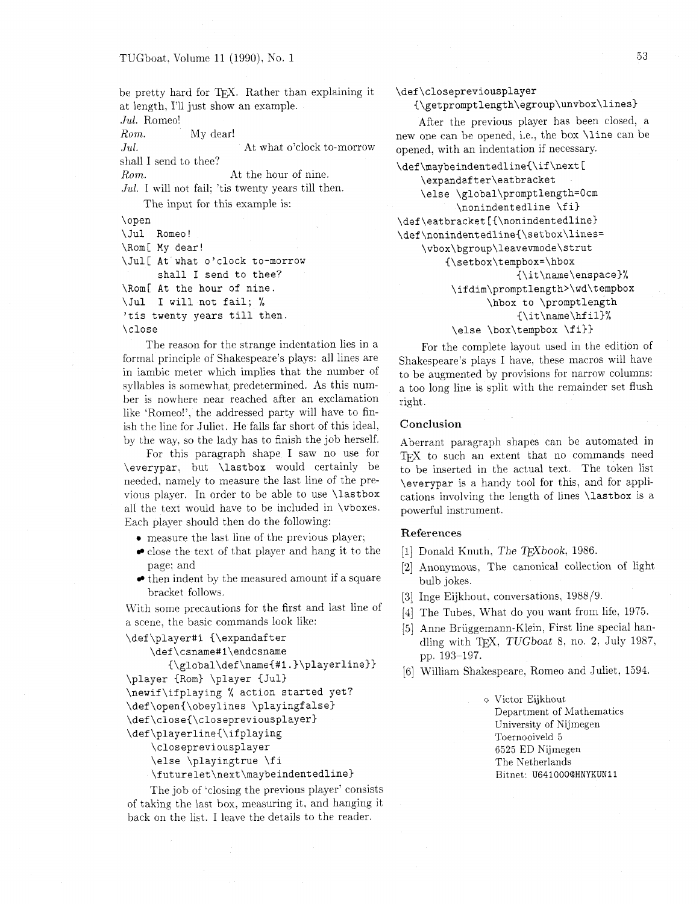be pretty hard for TeX. Rather than explaining it at length, I'll just show an example.

*Jul.* Romeo!
*Rom.* My dear!
*Jul.* At what o'clock to-morrow shall I send to thee?
*Rom.* At the hour of nine.
*Jul.* I will not fail; 'tis twenty years till then.

The input for this example is:

```
\open
\Jul  Romeo!
\Rom[ My dear!
\Jul[ At what o'clock to-morrow
      shall I send to thee?
\Rom[ At the hour of nine.
\Jul  I will not fail; %
'tis twenty years till then.
\close
```

The reason for the strange indentation lies in a formal principle of Shakespeare's plays: all lines are in iambic meter which implies that the number of syllables is somewhat predetermined. As this number is nowhere near reached after an exclamation like 'Romeo!', the addressed party will have to finish the line for Juliet. He falls far short of this ideal, by the way, so the lady has to finish the job herself.

For this paragraph shape I saw no use for `\everypar`, but `\lastbox` would certainly be needed, namely to measure the last line of the previous player. In order to be able to use `\lastbox` all the text would have to be included in `\vbox`es. Each player should then do the following:

- measure the last line of the previous player;
- close the text of that player and hang it to the page; and
- then indent by the measured amount if a square bracket follows.

With some precautions for the first and last line of a scene, the basic commands look like:

```
\def\player#1 {\expandafter
    \def\csname#1\endcsname
       {\global\def\name{#1.}\playerline}}
\player {Rom} \player {Jul}
\newif\ifplaying % action started yet?
\def\open{\obeylines \playingfalse}
\def\close{\closepreviousplayer}
\def\playerline{\ifplaying
    \closepreviousplayer
    \else \playingtrue \fi
    \futurelet\next\maybeindentedline}
```

The job of 'closing the previous player' consists of taking the last box, measuring it, and hanging it back on the list. I leave the details to the reader.

```
\def\closepreviousplayer
   {\getpromptlength\egroup\unvbox\lines}
```

After the previous player has been closed, a new one can be opened, i.e., the box `\line` can be opened, with an indentation if necessary.

```
\def\maybeindentedline{\if\next[
    \expandafter\eatbracket
    \else \global\promptlength=0cm
         \nonindentedline \fi}
\def\eatbracket[{\nonindentedline}
\def\nonindentedline{\setbox\lines=
    \vbox\bgroup\leavevmode\strut
       {\setbox\tempbox=\hbox
                 {\it\name\enspace}%
        \ifdim\promptlength>\wd\tempbox
             \hbox to \promptlength
                 {\it\name\hfil}%
        \else \box\tempbox \fi}}
```

For the complete layout used in the edition of Shakespeare's plays I have, these macros will have to be augmented by provisions for narrow columns: a too long line is split with the remainder set flush right.

## Conclusion

Aberrant paragraph shapes can be automated in TeX to such an extent that no commands need to be inserted in the actual text. The token list `\everypar` is a handy tool for this, and for applications involving the length of lines `\lastbox` is a powerful instrument.

## References

[1] Donald Knuth, *The TeXbook*, 1986.

[2] Anonymous, The canonical collection of light bulb jokes.

[3] Inge Eijkhout, conversations, 1988/9.

[4] The Tubes, What do you want from life, 1975.

[5] Anne Brüggemann-Klein, First line special handling with TeX, *TUGboat* 8, no. 2, July 1987, pp. 193–197.

[6] William Shakespeare, Romeo and Juliet, 1594.

◇ Victor Eijkhout
Department of Mathematics
University of Nijmegen
Toernooiveld 5
6525 ED Nijmegen
The Netherlands
Bitnet: U641000@HNYKUN11